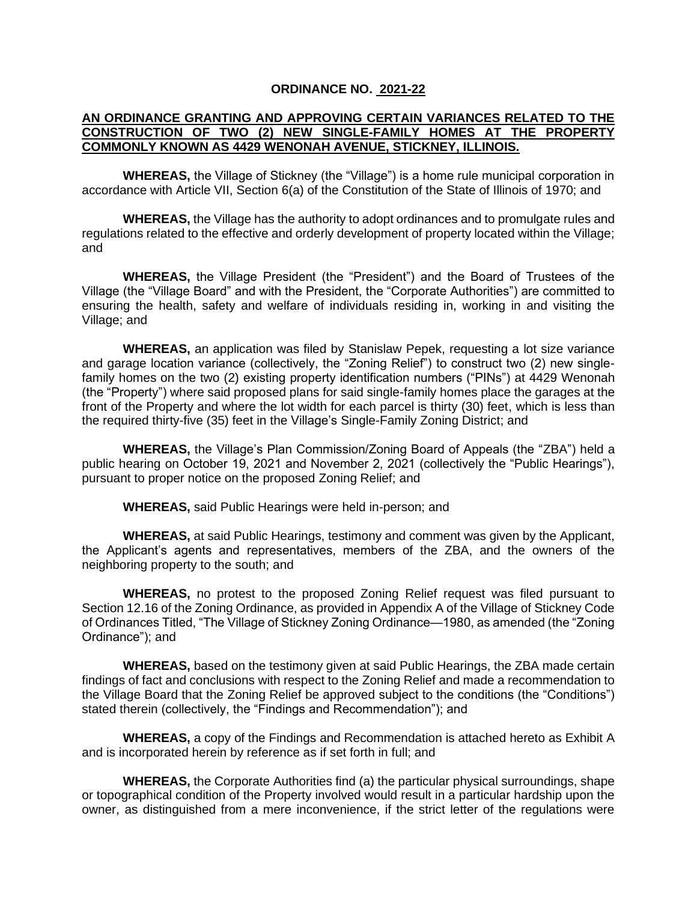# ORDINANCE NO. 2021-22

## AN ORDINANCE GRANTING AND APPROVING CERTAIN VARIANCES RELATED TO THE CONSTRUCTION OF TWO (2) NEW SINGLE-FAMILY HOMES AT THE PROPERTY COMMONLY KNOWN AS 4429 WENONAH AVENUE, STICKNEY, ILLINOIS.

**WHEREAS,** the Village of Stickney (the "Village") is a home rule municipal corporation in accordance with Article VII, Section 6(a) of the Constitution of the State of Illinois of 1970; and

**WHEREAS,** the Village has the authority to adopt ordinances and to promulgate rules and regulations related to the effective and orderly development of property located within the Village; and

**WHEREAS,** the Village President (the "President") and the Board of Trustees of the Village (the "Village Board" and with the President, the "Corporate Authorities") are committed to ensuring the health, safety and welfare of individuals residing in, working in and visiting the Village; and

**WHEREAS,** an application was filed by Stanislaw Pepek, requesting a lot size variance and garage location variance (collectively, the "Zoning Relief") to construct two (2) new single-family homes on the two (2) existing property identification numbers ("PINs") at 4429 Wenonah (the "Property") where said proposed plans for said single-family homes place the garages at the front of the Property and where the lot width for each parcel is thirty (30) feet, which is less than the required thirty-five (35) feet in the Village's Single-Family Zoning District; and

**WHEREAS,** the Village's Plan Commission/Zoning Board of Appeals (the "ZBA") held a public hearing on October 19, 2021 and November 2, 2021 (collectively the "Public Hearings"), pursuant to proper notice on the proposed Zoning Relief; and

**WHEREAS,** said Public Hearings were held in-person; and

**WHEREAS,** at said Public Hearings, testimony and comment was given by the Applicant, the Applicant's agents and representatives, members of the ZBA, and the owners of the neighboring property to the south; and

**WHEREAS,** no protest to the proposed Zoning Relief request was filed pursuant to Section 12.16 of the Zoning Ordinance, as provided in Appendix A of the Village of Stickney Code of Ordinances Titled, "The Village of Stickney Zoning Ordinance—1980, as amended (the "Zoning Ordinance"); and

**WHEREAS,** based on the testimony given at said Public Hearings, the ZBA made certain findings of fact and conclusions with respect to the Zoning Relief and made a recommendation to the Village Board that the Zoning Relief be approved subject to the conditions (the "Conditions") stated therein (collectively, the "Findings and Recommendation"); and

**WHEREAS,** a copy of the Findings and Recommendation is attached hereto as Exhibit A and is incorporated herein by reference as if set forth in full; and

**WHEREAS,** the Corporate Authorities find (a) the particular physical surroundings, shape or topographical condition of the Property involved would result in a particular hardship upon the owner, as distinguished from a mere inconvenience, if the strict letter of the regulations were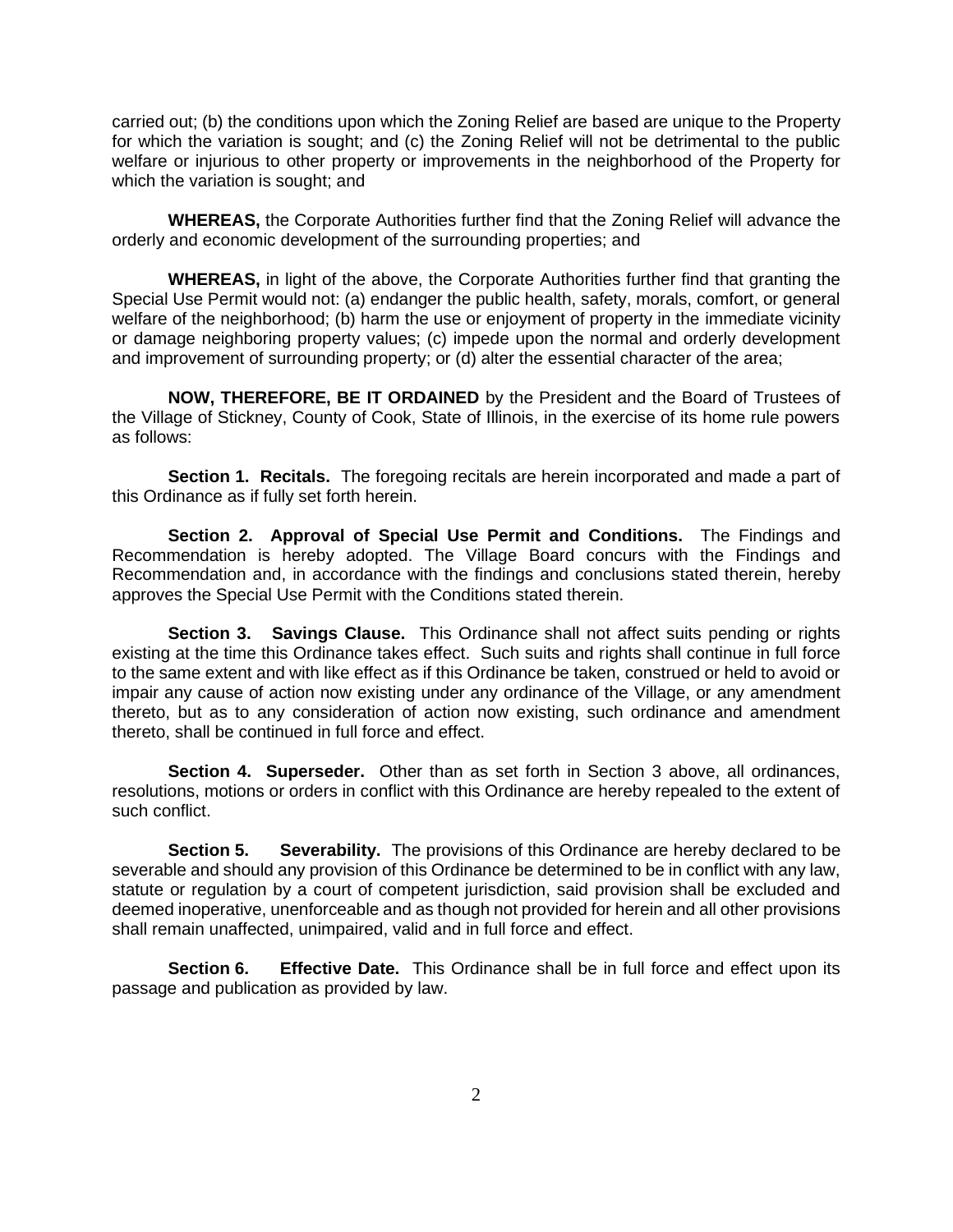carried out; (b) the conditions upon which the Zoning Relief are based are unique to the Property for which the variation is sought; and (c) the Zoning Relief will not be detrimental to the public welfare or injurious to other property or improvements in the neighborhood of the Property for which the variation is sought; and

**WHEREAS,** the Corporate Authorities further find that the Zoning Relief will advance the orderly and economic development of the surrounding properties; and

**WHEREAS,** in light of the above, the Corporate Authorities further find that granting the Special Use Permit would not: (a) endanger the public health, safety, morals, comfort, or general welfare of the neighborhood; (b) harm the use or enjoyment of property in the immediate vicinity or damage neighboring property values; (c) impede upon the normal and orderly development and improvement of surrounding property; or (d) alter the essential character of the area;

**NOW, THEREFORE, BE IT ORDAINED** by the President and the Board of Trustees of the Village of Stickney, County of Cook, State of Illinois, in the exercise of its home rule powers as follows:

**Section 1. Recitals.** The foregoing recitals are herein incorporated and made a part of this Ordinance as if fully set forth herein.

**Section 2. Approval of Special Use Permit and Conditions.** The Findings and Recommendation is hereby adopted. The Village Board concurs with the Findings and Recommendation and, in accordance with the findings and conclusions stated therein, hereby approves the Special Use Permit with the Conditions stated therein.

**Section 3. Savings Clause.** This Ordinance shall not affect suits pending or rights existing at the time this Ordinance takes effect. Such suits and rights shall continue in full force to the same extent and with like effect as if this Ordinance be taken, construed or held to avoid or impair any cause of action now existing under any ordinance of the Village, or any amendment thereto, but as to any consideration of action now existing, such ordinance and amendment thereto, shall be continued in full force and effect.

**Section 4. Superseder.** Other than as set forth in Section 3 above, all ordinances, resolutions, motions or orders in conflict with this Ordinance are hereby repealed to the extent of such conflict.

**Section 5. Severability.** The provisions of this Ordinance are hereby declared to be severable and should any provision of this Ordinance be determined to be in conflict with any law, statute or regulation by a court of competent jurisdiction, said provision shall be excluded and deemed inoperative, unenforceable and as though not provided for herein and all other provisions shall remain unaffected, unimpaired, valid and in full force and effect.

**Section 6. Effective Date.** This Ordinance shall be in full force and effect upon its passage and publication as provided by law.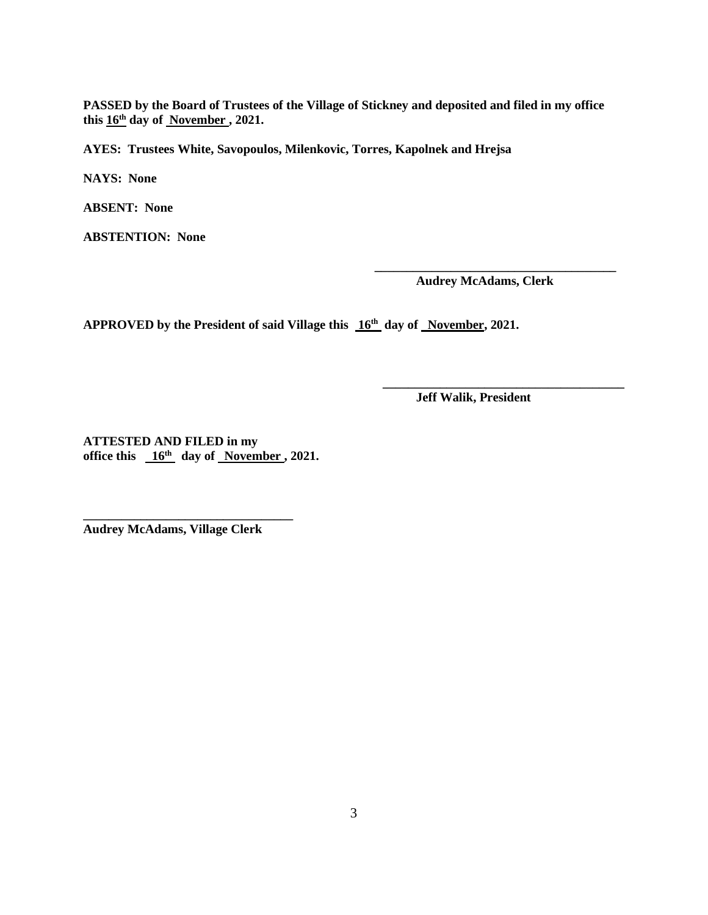**PASSED by the Board of Trustees of the Village of Stickney and deposited and filed in my office this 16th day of November , 2021.**

**AYES: Trustees White, Savopoulos, Milenkovic, Torres, Kapolnek and Hrejsa**

**NAYS: None**

**ABSENT: None**

**ABSTENTION: None**

\_\_\_\_\_\_\_\_\_\_\_\_\_\_\_\_\_\_\_\_\_\_\_\_\_\_\_\_\_\_\_\_\_\_\_\_\_\_
**Audrey McAdams, Clerk**

**APPROVED by the President of said Village this 16th day of November, 2021.**

\_\_\_\_\_\_\_\_\_\_\_\_\_\_\_\_\_\_\_\_\_\_\_\_\_\_\_\_\_\_\_\_\_\_\_\_\_\_
**Jeff Walik, President**

**ATTESTED AND FILED in my office this 16th day of November , 2021.**

\_\_\_\_\_\_\_\_\_\_\_\_\_\_\_\_\_\_\_\_\_\_\_\_\_\_\_\_\_\_\_\_\_\_
**Audrey McAdams, Village Clerk**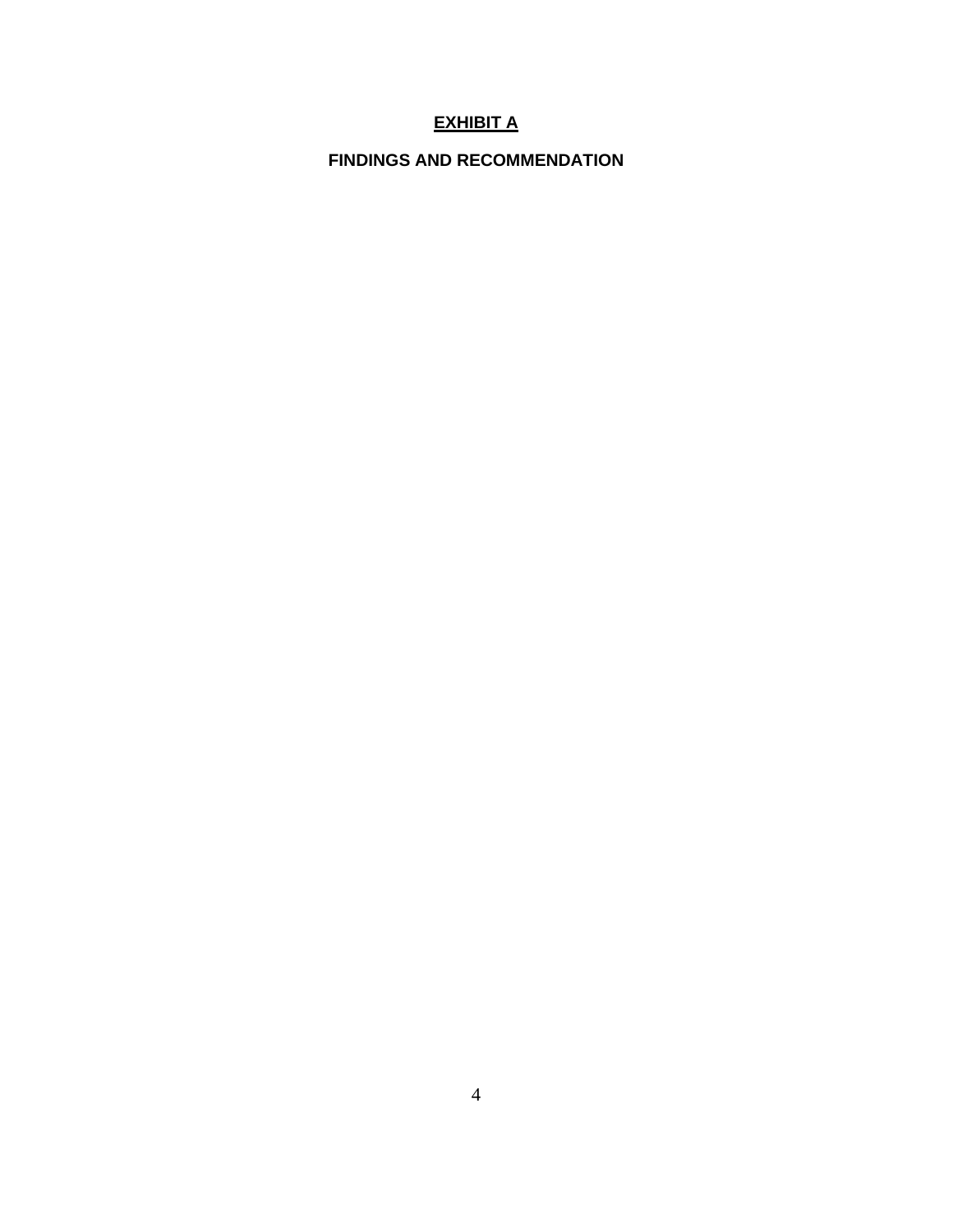# EXHIBIT A

## FINDINGS AND RECOMMENDATION